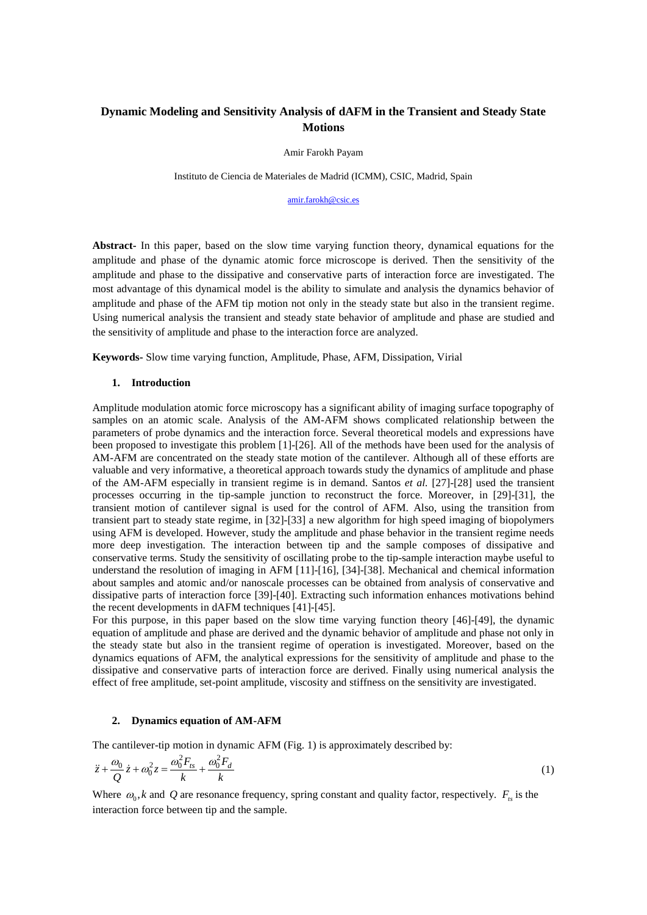# Dynamic Modeling and Sensitivity Analysis of dAFM in the Transient and Steady State Motions

Amir Farokh Payam

Instituto de Ciencia de Materiales de Madrid (ICMM), CSIC, Madrid, Spain

amir.farokh@csic.es

**Abstract-** In this paper, based on the slow time varying function theory, dynamical equations for the amplitude and phase of the dynamic atomic force microscope is derived. Then the sensitivity of the amplitude and phase to the dissipative and conservative parts of interaction force are investigated. The most advantage of this dynamical model is the ability to simulate and analysis the dynamics behavior of amplitude and phase of the AFM tip motion not only in the steady state but also in the transient regime. Using numerical analysis the transient and steady state behavior of amplitude and phase are studied and the sensitivity of amplitude and phase to the interaction force are analyzed.

**Keywords-** Slow time varying function, Amplitude, Phase, AFM, Dissipation, Virial

## 1. Introduction

Amplitude modulation atomic force microscopy has a significant ability of imaging surface topography of samples on an atomic scale. Analysis of the AM-AFM shows complicated relationship between the parameters of probe dynamics and the interaction force. Several theoretical models and expressions have been proposed to investigate this problem [1]-[26]. All of the methods have been used for the analysis of AM-AFM are concentrated on the steady state motion of the cantilever. Although all of these efforts are valuable and very informative, a theoretical approach towards study the dynamics of amplitude and phase of the AM-AFM especially in transient regime is in demand. Santos *et al.* [27]-[28] used the transient processes occurring in the tip-sample junction to reconstruct the force. Moreover, in [29]-[31], the transient motion of cantilever signal is used for the control of AFM. Also, using the transition from transient part to steady state regime, in [32]-[33] a new algorithm for high speed imaging of biopolymers using AFM is developed. However, study the amplitude and phase behavior in the transient regime needs more deep investigation. The interaction between tip and the sample composes of dissipative and conservative terms. Study the sensitivity of oscillating probe to the tip-sample interaction maybe useful to understand the resolution of imaging in AFM [11]-[16], [34]-[38]. Mechanical and chemical information about samples and atomic and/or nanoscale processes can be obtained from analysis of conservative and dissipative parts of interaction force [39]-[40]. Extracting such information enhances motivations behind the recent developments in dAFM techniques [41]-[45].

For this purpose, in this paper based on the slow time varying function theory [46]-[49], the dynamic equation of amplitude and phase are derived and the dynamic behavior of amplitude and phase not only in the steady state but also in the transient regime of operation is investigated. Moreover, based on the dynamics equations of AFM, the analytical expressions for the sensitivity of amplitude and phase to the dissipative and conservative parts of interaction force are derived. Finally using numerical analysis the effect of free amplitude, set-point amplitude, viscosity and stiffness on the sensitivity are investigated.

## 2. Dynamics equation of AM-AFM

The cantilever-tip motion in dynamic AFM (Fig. 1) is approximately described by:

$$\ddot{z} + \frac{\omega_0}{Q}\dot{z} + \omega_0^2 z = \frac{\omega_0^2 F_{ts}}{k} + \frac{\omega_0^2 F_d}{k} \tag{1}$$

Where $\omega_0, k$ and $Q$ are resonance frequency, spring constant and quality factor, respectively. $F_{ts}$ is the interaction force between tip and the sample.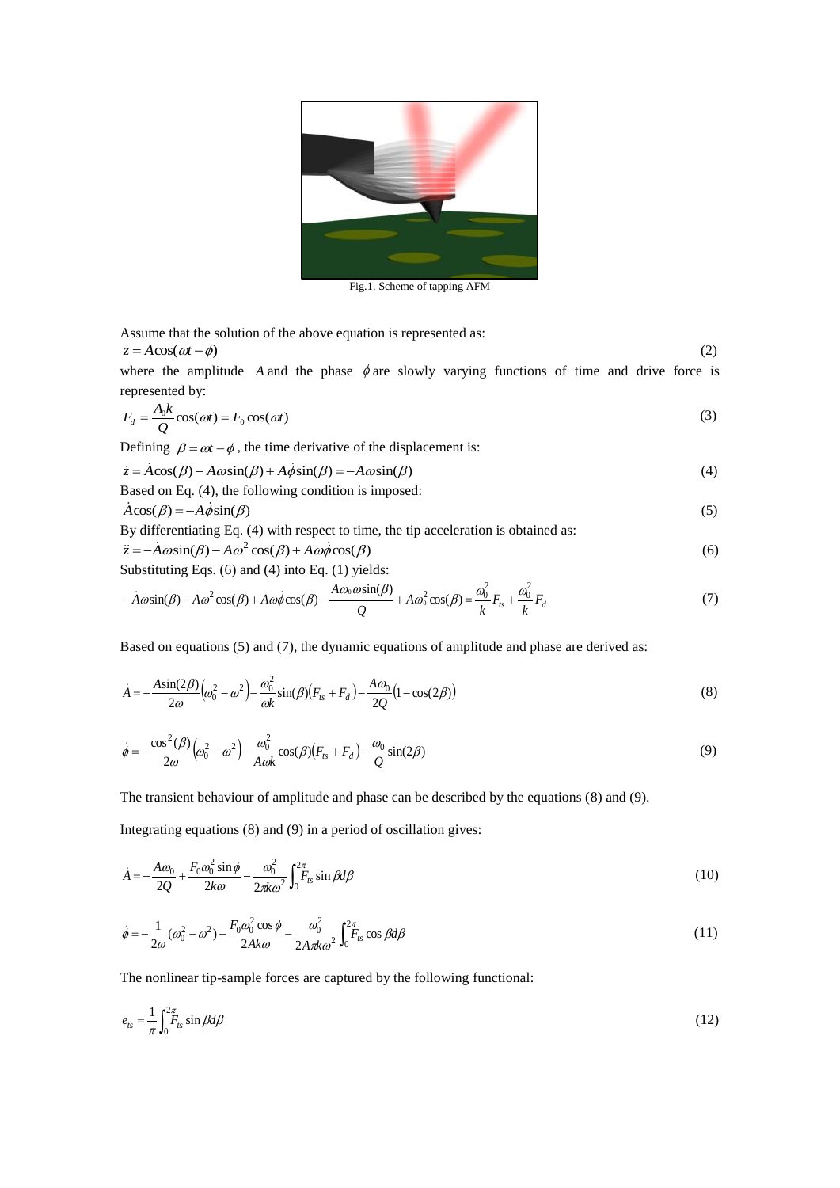Fig.1. Scheme of tapping AFM

Assume that the solution of the above equation is represented as:

$$z = A\cos(\omega t - \phi) \tag{2}$$

where the amplitude $A$ and the phase $\phi$ are slowly varying functions of time and drive force is represented by:

$$F_d = \frac{A_0 k}{Q}\cos(\omega t) = F_0 \cos(\omega t) \tag{3}$$

Defining $\beta = \omega t - \phi$, the time derivative of the displacement is:

$$\dot{z} = \dot{A}\cos(\beta) - A\omega\sin(\beta) + A\dot{\phi}\sin(\beta) = -A\omega\sin(\beta) \tag{4}$$

Based on Eq. (4), the following condition is imposed:

$$\dot{A}\cos(\beta) = -A\dot{\phi}\sin(\beta) \tag{5}$$

By differentiating Eq. (4) with respect to time, the tip acceleration is obtained as:

$$\ddot{z} = -\dot{A}\omega\sin(\beta) - A\omega^2\cos(\beta) + A\omega\dot{\phi}\cos(\beta) \tag{6}$$

Substituting Eqs. (6) and (4) into Eq. (1) yields:

$$-\dot{A}\omega\sin(\beta) - A\omega^2\cos(\beta) + A\omega\dot{\phi}\cos(\beta) - \frac{A\omega_0\omega\sin(\beta)}{Q} + A\omega_0^2\cos(\beta) = \frac{\omega_0^2}{k}F_{ts} + \frac{\omega_0^2}{k}F_d \tag{7}$$

Based on equations (5) and (7), the dynamic equations of amplitude and phase are derived as:

$$\dot{A} = -\frac{A\sin(2\beta)}{2\omega}\left(\omega_0^2 - \omega^2\right) - \frac{\omega_0^2}{\omega k}\sin(\beta)\left(F_{ts} + F_d\right) - \frac{A\omega_0}{2Q}\left(1 - \cos(2\beta)\right) \tag{8}$$

$$\dot{\phi} = -\frac{\cos^2(\beta)}{2\omega}\left(\omega_0^2 - \omega^2\right) - \frac{\omega_0^2}{A\omega k}\cos(\beta)\left(F_{ts} + F_d\right) - \frac{\omega_0}{Q}\sin(2\beta) \tag{9}$$

The transient behaviour of amplitude and phase can be described by the equations (8) and (9).

Integrating equations (8) and (9) in a period of oscillation gives:

$$\dot{A} = -\frac{A\omega_0}{2Q} + \frac{F_0\omega_0^2\sin\phi}{2k\omega} - \frac{\omega_0^2}{2\pi k\omega^2}\int_0^{2\pi} F_{ts}\sin\beta d\beta \tag{10}$$

$$\dot{\phi} = -\frac{1}{2\omega}(\omega_0^2 - \omega^2) - \frac{F_0\omega_0^2\cos\phi}{2Ak\omega} - \frac{\omega_0^2}{2A\pi k\omega^2}\int_0^{2\pi} F_{ts}\cos\beta d\beta \tag{11}$$

The nonlinear tip-sample forces are captured by the following functional:

$$e_{ts} = \frac{1}{\pi}\int_0^{2\pi} F_{ts}\sin\beta d\beta \tag{12}$$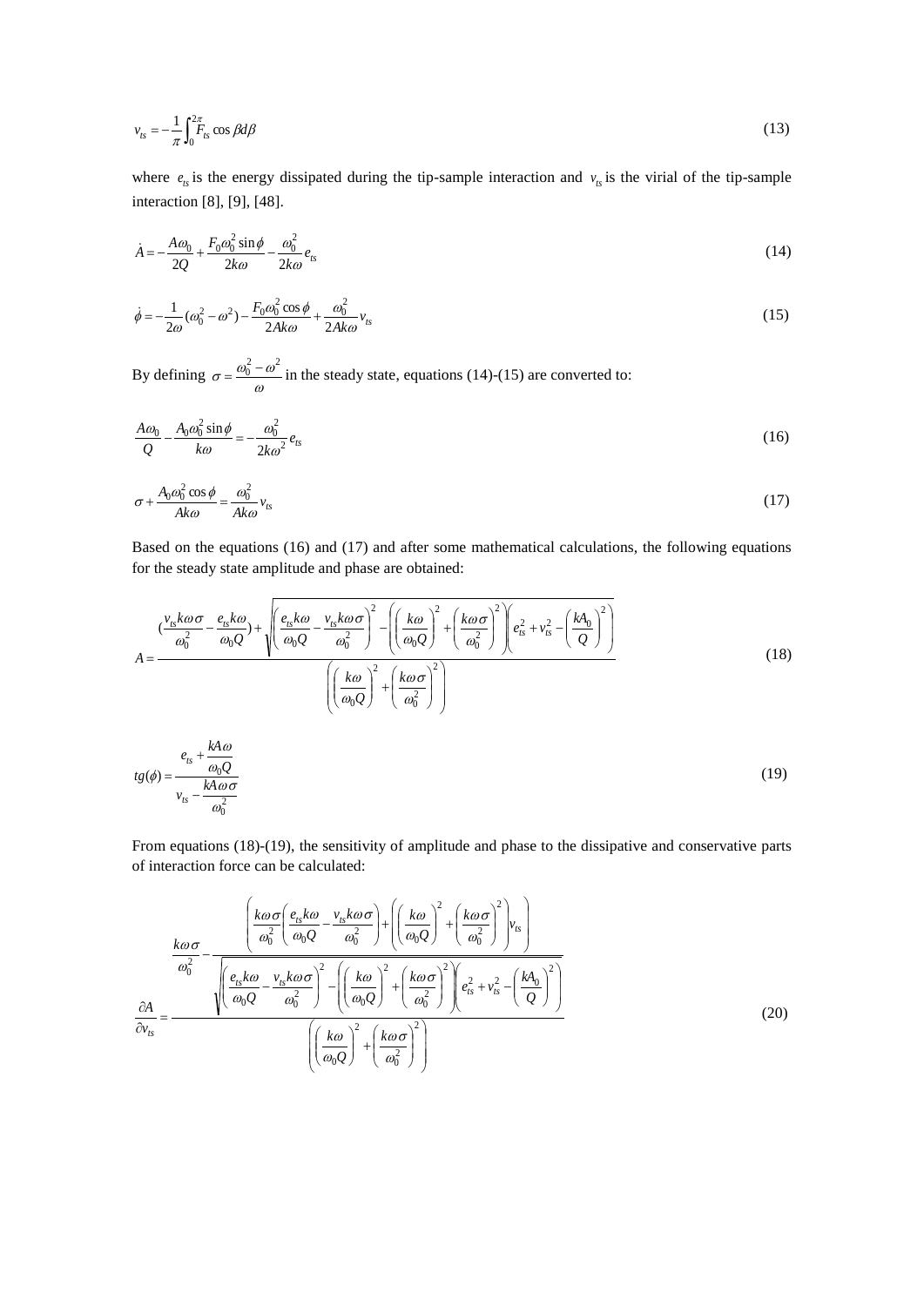$$v_{ts} = -\frac{1}{\pi}\int_0^{2\pi} F_{ts}\cos\beta d\beta \tag{13}$$

where $e_{ts}$ is the energy dissipated during the tip-sample interaction and $v_{ts}$ is the virial of the tip-sample interaction [8], [9], [48].

$$\dot{A} = -\frac{A\omega_0}{2Q} + \frac{F_0\omega_0^2\sin\phi}{2k\omega} - \frac{\omega_0^2}{2k\omega}e_{ts} \tag{14}$$

$$\dot{\phi} = -\frac{1}{2\omega}(\omega_0^2 - \omega^2) - \frac{F_0\omega_0^2\cos\phi}{2Ak\omega} + \frac{\omega_0^2}{2Ak\omega}v_{ts} \tag{15}$$

By defining $\sigma = \frac{\omega_0^2 - \omega^2}{\omega}$ in the steady state, equations (14)-(15) are converted to:

$$\frac{A\omega_0}{Q} - \frac{A_0\omega_0^2\sin\phi}{k\omega} = -\frac{\omega_0^2}{2k\omega^2}e_{ts} \tag{16}$$

$$\sigma + \frac{A_0\omega_0^2\cos\phi}{Ak\omega} = \frac{\omega_0^2}{Ak\omega}v_{ts} \tag{17}$$

Based on the equations (16) and (17) and after some mathematical calculations, the following equations for the steady state amplitude and phase are obtained:

$$A = \frac{\left(\frac{v_{ts}k\omega\sigma}{\omega_0^2} - \frac{e_{ts}k\omega}{\omega_0 Q}\right) + \sqrt{\left(\frac{e_{ts}k\omega}{\omega_0 Q} - \frac{v_{ts}k\omega\sigma}{\omega_0^2}\right)^2 - \left(\left(\frac{k\omega}{\omega_0 Q}\right)^2 + \left(\frac{k\omega\sigma}{\omega_0^2}\right)^2\right)\left(e_{ts}^2 + v_{ts}^2 - \left(\frac{kA_0}{Q}\right)^2\right)}}{\left(\left(\frac{k\omega}{\omega_0 Q}\right)^2 + \left(\frac{k\omega\sigma}{\omega_0^2}\right)^2\right)} \tag{18}$$

$$tg(\phi) = \frac{e_{ts} + \frac{kA\omega}{\omega_0 Q}}{v_{ts} - \frac{kA\omega\sigma}{\omega_0^2}} \tag{19}$$

From equations (18)-(19), the sensitivity of amplitude and phase to the dissipative and conservative parts of interaction force can be calculated:

$$\frac{\partial A}{\partial v_{ts}} = \frac{\frac{k\omega\sigma}{\omega_0^2} - \frac{\left(\frac{k\omega\sigma}{\omega_0^2}\left(\frac{e_{ts}k\omega}{\omega_0 Q} - \frac{v_{ts}k\omega\sigma}{\omega_0^2}\right) + \left(\left(\frac{k\omega}{\omega_0 Q}\right)^2 + \left(\frac{k\omega\sigma}{\omega_0^2}\right)^2\right)v_{ts}\right)}{\sqrt{\left(\frac{e_{ts}k\omega}{\omega_0 Q} - \frac{v_{ts}k\omega\sigma}{\omega_0^2}\right)^2 - \left(\left(\frac{k\omega}{\omega_0 Q}\right)^2 + \left(\frac{k\omega\sigma}{\omega_0^2}\right)^2\right)\left(e_{ts}^2 + v_{ts}^2 - \left(\frac{kA_0}{Q}\right)^2\right)}}}{\left(\left(\frac{k\omega}{\omega_0 Q}\right)^2 + \left(\frac{k\omega\sigma}{\omega_0^2}\right)^2\right)} \tag{20}$$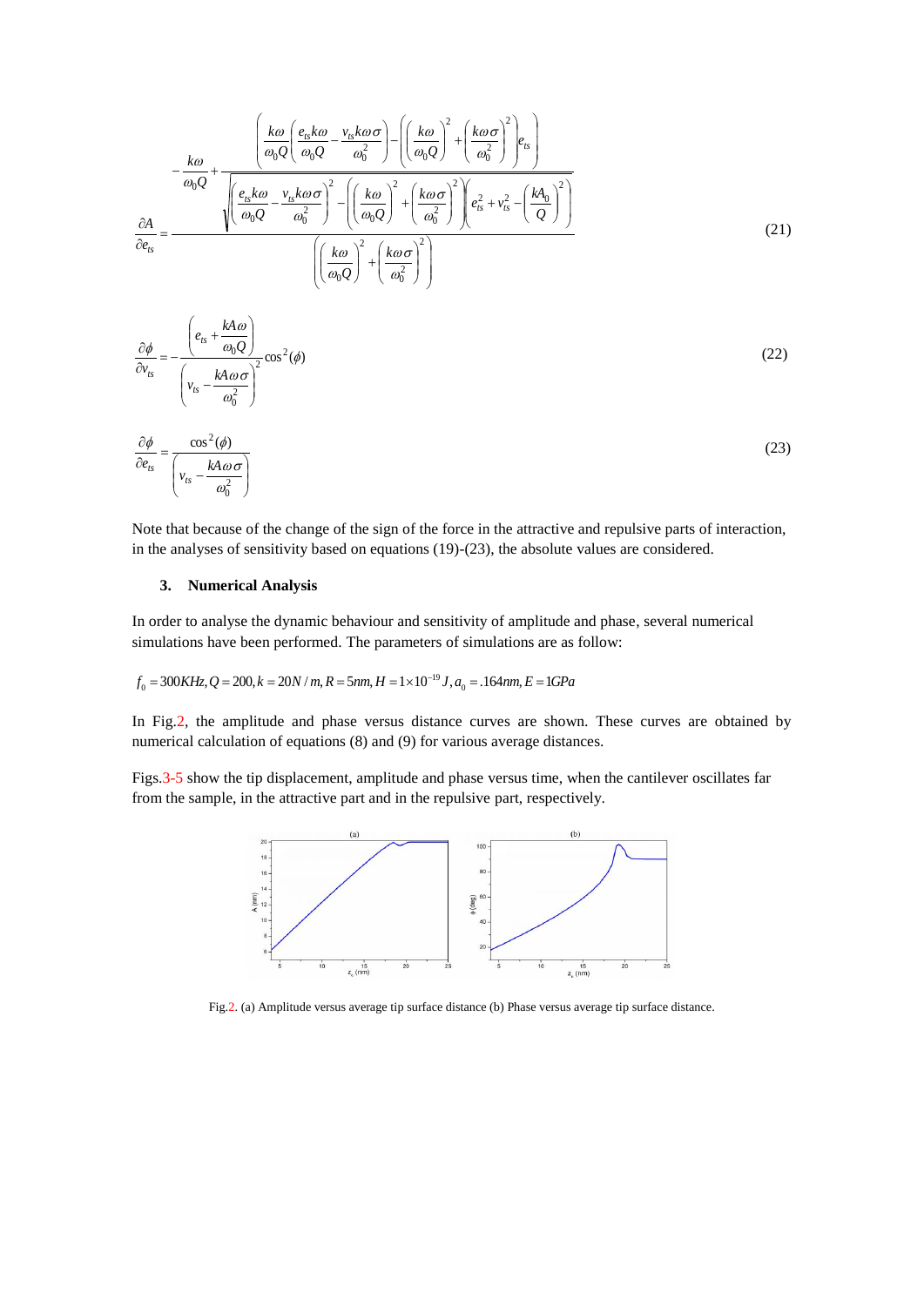$$\frac{\partial A}{\partial e_{ts}} = \frac{-\frac{k\omega}{\omega_0 Q} + \frac{\left(\frac{k\omega}{\omega_0 Q}\left(\frac{e_{ts}k\omega}{\omega_0 Q} - \frac{v_{ts}k\omega\sigma}{\omega_0^2}\right) - \left(\left(\frac{k\omega}{\omega_0 Q}\right)^2 + \left(\frac{k\omega\sigma}{\omega_0^2}\right)^2\right)e_{ts}\right)}{\sqrt{\left(\frac{e_{ts}k\omega}{\omega_0 Q} - \frac{v_{ts}k\omega\sigma}{\omega_0^2}\right)^2 - \left(\left(\frac{k\omega}{\omega_0 Q}\right)^2 + \left(\frac{k\omega\sigma}{\omega_0^2}\right)^2\right)\left(e_{ts}^2 + v_{ts}^2 - \left(\frac{kA_0}{Q}\right)^2\right)}}}{\left(\left(\frac{k\omega}{\omega_0 Q}\right)^2 + \left(\frac{k\omega\sigma}{\omega_0^2}\right)^2\right)} \tag{21}$$

$$\frac{\partial \phi}{\partial v_{ts}} = -\frac{\left(e_{ts} + \frac{kA\omega}{\omega_0 Q}\right)}{\left(v_{ts} - \frac{kA\omega\sigma}{\omega_0^2}\right)^2}\cos^2(\phi) \tag{22}$$

$$\frac{\partial \phi}{\partial e_{ts}} = \frac{\cos^2(\phi)}{\left(v_{ts} - \frac{kA\omega\sigma}{\omega_0^2}\right)} \tag{23}$$

Note that because of the change of the sign of the force in the attractive and repulsive parts of interaction, in the analyses of sensitivity based on equations (19)-(23), the absolute values are considered.

## 3. Numerical Analysis

In order to analyse the dynamic behaviour and sensitivity of amplitude and phase, several numerical simulations have been performed. The parameters of simulations are as follow:

$f_0 = 300KHz, Q = 200, k = 20N/m, R = 5nm, H = 1\times10^{-19}J, a_0 = .164nm, E = 1GPa$

In Fig.2, the amplitude and phase versus distance curves are shown. These curves are obtained by numerical calculation of equations (8) and (9) for various average distances.

Figs.3-5 show the tip displacement, amplitude and phase versus time, when the cantilever oscillates far from the sample, in the attractive part and in the repulsive part, respectively.

Fig.2. (a) Amplitude versus average tip surface distance (b) Phase versus average tip surface distance.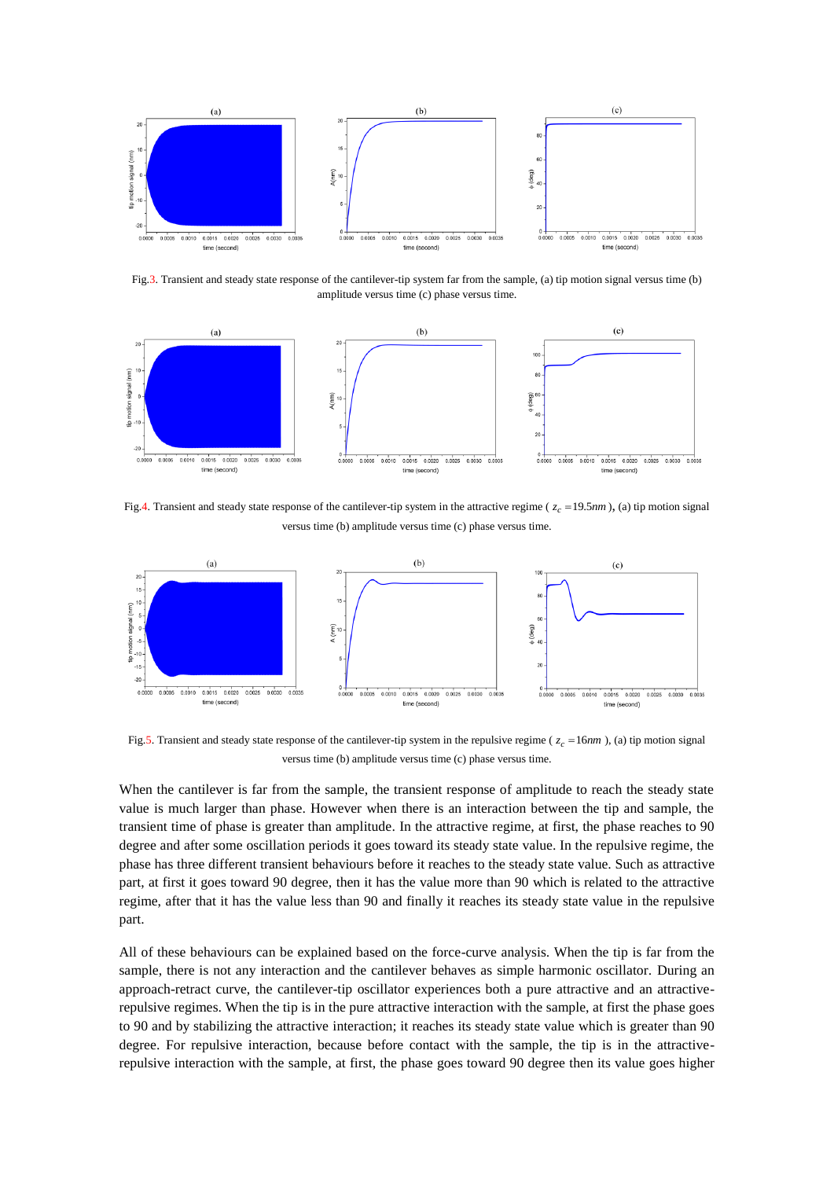Fig.3. Transient and steady state response of the cantilever-tip system far from the sample, (a) tip motion signal versus time (b) amplitude versus time (c) phase versus time.

Fig.4. Transient and steady state response of the cantilever-tip system in the attractive regime ( $z_c = 19.5nm$ ), (a) tip motion signal versus time (b) amplitude versus time (c) phase versus time.

Fig.5. Transient and steady state response of the cantilever-tip system in the repulsive regime ( $z_c = 16nm$ ), (a) tip motion signal versus time (b) amplitude versus time (c) phase versus time.

When the cantilever is far from the sample, the transient response of amplitude to reach the steady state value is much larger than phase. However when there is an interaction between the tip and sample, the transient time of phase is greater than amplitude. In the attractive regime, at first, the phase reaches to 90 degree and after some oscillation periods it goes toward its steady state value. In the repulsive regime, the phase has three different transient behaviours before it reaches to the steady state value. Such as attractive part, at first it goes toward 90 degree, then it has the value more than 90 which is related to the attractive regime, after that it has the value less than 90 and finally it reaches its steady state value in the repulsive part.

All of these behaviours can be explained based on the force-curve analysis. When the tip is far from the sample, there is not any interaction and the cantilever behaves as simple harmonic oscillator. During an approach-retract curve, the cantilever-tip oscillator experiences both a pure attractive and an attractive-repulsive regimes. When the tip is in the pure attractive interaction with the sample, at first the phase goes to 90 and by stabilizing the attractive interaction; it reaches its steady state value which is greater than 90 degree. For repulsive interaction, because before contact with the sample, the tip is in the attractive-repulsive interaction with the sample, at first, the phase goes toward 90 degree then its value goes higher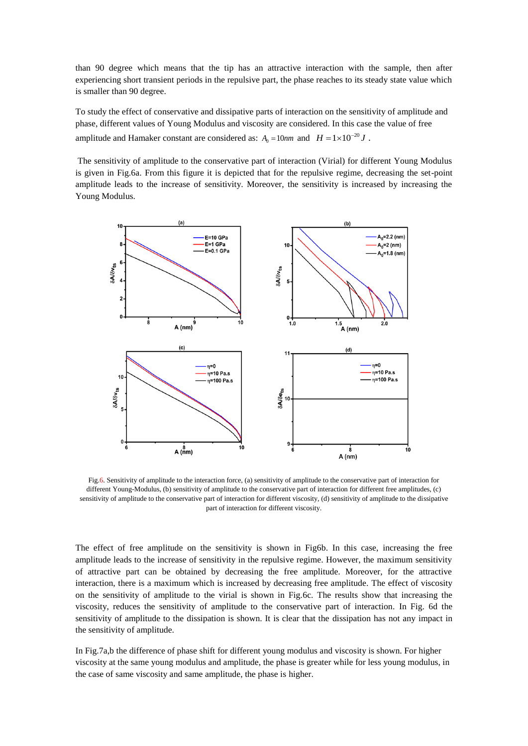than 90 degree which means that the tip has an attractive interaction with the sample, then after experiencing short transient periods in the repulsive part, the phase reaches to its steady state value which is smaller than 90 degree.

To study the effect of conservative and dissipative parts of interaction on the sensitivity of amplitude and phase, different values of Young Modulus and viscosity are considered. In this case the value of free amplitude and Hamaker constant are considered as: $A_0 = 10nm$ and $H = 1\times10^{-20} J$ .

The sensitivity of amplitude to the conservative part of interaction (Virial) for different Young Modulus is given in Fig.6a. From this figure it is depicted that for the repulsive regime, decreasing the set-point amplitude leads to the increase of sensitivity. Moreover, the sensitivity is increased by increasing the Young Modulus.

Fig.6. Sensitivity of amplitude to the interaction force, (a) sensitivity of amplitude to the conservative part of interaction for different Young-Modulus, (b) sensitivity of amplitude to the conservative part of interaction for different free amplitudes, (c) sensitivity of amplitude to the conservative part of interaction for different viscosity, (d) sensitivity of amplitude to the dissipative part of interaction for different viscosity.

The effect of free amplitude on the sensitivity is shown in Fig6b. In this case, increasing the free amplitude leads to the increase of sensitivity in the repulsive regime. However, the maximum sensitivity of attractive part can be obtained by decreasing the free amplitude. Moreover, for the attractive interaction, there is a maximum which is increased by decreasing free amplitude. The effect of viscosity on the sensitivity of amplitude to the virial is shown in Fig.6c. The results show that increasing the viscosity, reduces the sensitivity of amplitude to the conservative part of interaction. In Fig. 6d the sensitivity of amplitude to the dissipation is shown. It is clear that the dissipation has not any impact in the sensitivity of amplitude.

In Fig.7a,b the difference of phase shift for different young modulus and viscosity is shown. For higher viscosity at the same young modulus and amplitude, the phase is greater while for less young modulus, in the case of same viscosity and same amplitude, the phase is higher.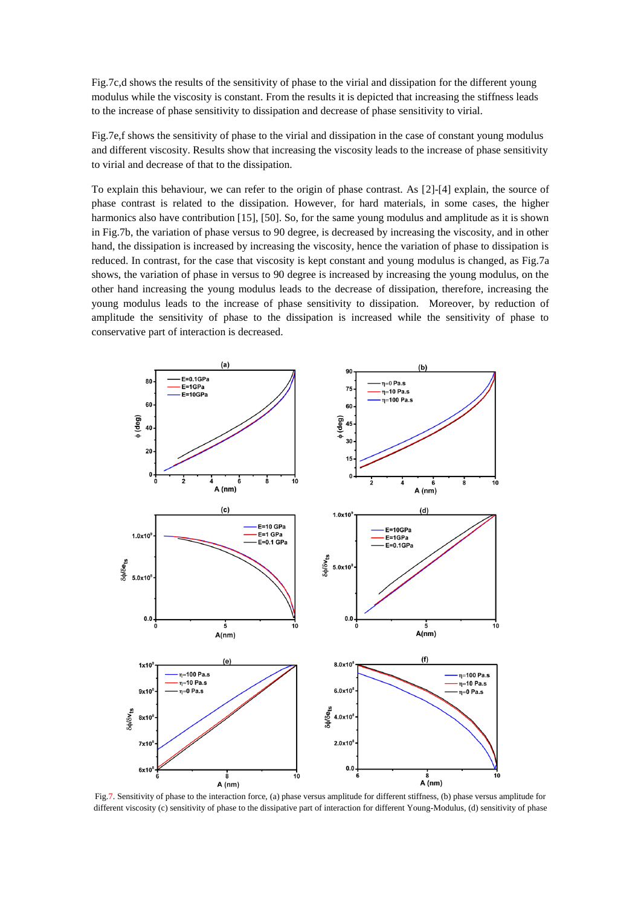Fig.7c,d shows the results of the sensitivity of phase to the virial and dissipation for the different young modulus while the viscosity is constant. From the results it is depicted that increasing the stiffness leads to the increase of phase sensitivity to dissipation and decrease of phase sensitivity to virial.

Fig.7e,f shows the sensitivity of phase to the virial and dissipation in the case of constant young modulus and different viscosity. Results show that increasing the viscosity leads to the increase of phase sensitivity to virial and decrease of that to the dissipation.

To explain this behaviour, we can refer to the origin of phase contrast. As [2]-[4] explain, the source of phase contrast is related to the dissipation. However, for hard materials, in some cases, the higher harmonics also have contribution [15], [50]. So, for the same young modulus and amplitude as it is shown in Fig.7b, the variation of phase versus to 90 degree, is decreased by increasing the viscosity, and in other hand, the dissipation is increased by increasing the viscosity, hence the variation of phase to dissipation is reduced. In contrast, for the case that viscosity is kept constant and young modulus is changed, as Fig.7a shows, the variation of phase in versus to 90 degree is increased by increasing the young modulus, on the other hand increasing the young modulus leads to the decrease of dissipation, therefore, increasing the young modulus leads to the increase of phase sensitivity to dissipation. Moreover, by reduction of amplitude the sensitivity of phase to the dissipation is increased while the sensitivity of phase to conservative part of interaction is decreased.

Fig.7. Sensitivity of phase to the interaction force, (a) phase versus amplitude for different stiffness, (b) phase versus amplitude for different viscosity (c) sensitivity of phase to the dissipative part of interaction for different Young-Modulus, (d) sensitivity of phase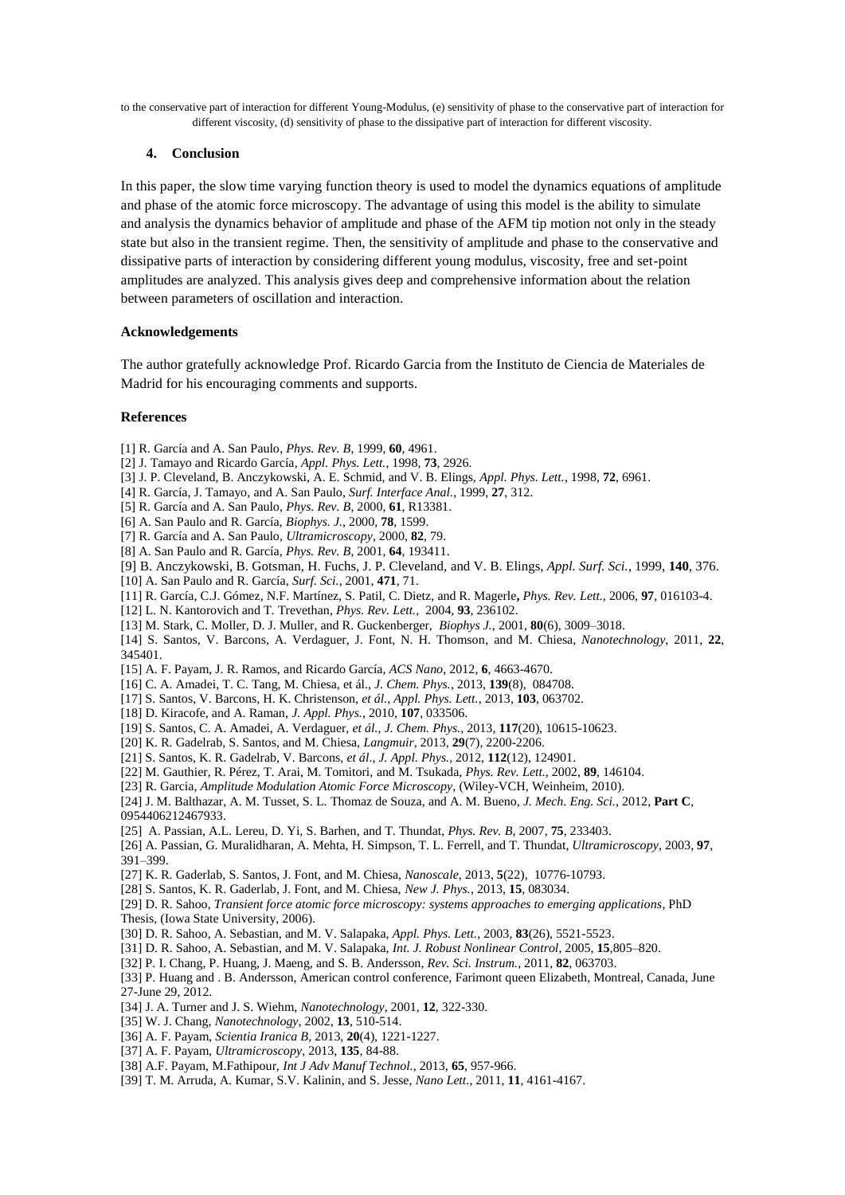to the conservative part of interaction for different Young-Modulus, (e) sensitivity of phase to the conservative part of interaction for different viscosity, (d) sensitivity of phase to the dissipative part of interaction for different viscosity.

## 4. Conclusion

In this paper, the slow time varying function theory is used to model the dynamics equations of amplitude and phase of the atomic force microscopy. The advantage of using this model is the ability to simulate and analysis the dynamics behavior of amplitude and phase of the AFM tip motion not only in the steady state but also in the transient regime. Then, the sensitivity of amplitude and phase to the conservative and dissipative parts of interaction by considering different young modulus, viscosity, free and set-point amplitudes are analyzed. This analysis gives deep and comprehensive information about the relation between parameters of oscillation and interaction.

### Acknowledgements

The author gratefully acknowledge Prof. Ricardo Garcia from the Instituto de Ciencia de Materiales de Madrid for his encouraging comments and supports.

### References

[1] R. García and A. San Paulo, *Phys. Rev. B*, 1999, **60**, 4961.
[2] J. Tamayo and Ricardo García, *Appl. Phys. Lett.*, 1998, **73**, 2926.
[3] J. P. Cleveland, B. Anczykowski, A. E. Schmid, and V. B. Elings, *Appl. Phys. Lett.*, 1998, **72**, 6961.
[4] R. García, J. Tamayo, and A. San Paulo, *Surf. Interface Anal.*, 1999, **27**, 312.
[5] R. García and A. San Paulo, *Phys. Rev. B*, 2000, **61**, R13381.
[6] A. San Paulo and R. García, *Biophys. J.*, 2000, **78**, 1599.
[7] R. García and A. San Paulo, *Ultramicroscopy*, 2000, **82**, 79.
[8] A. San Paulo and R. García, *Phys. Rev. B*, 2001, **64**, 193411.
[9] B. Anczykowski, B. Gotsman, H. Fuchs, J. P. Cleveland, and V. B. Elings, *Appl. Surf. Sci.*, 1999, **140**, 376.
[10] A. San Paulo and R. García, *Surf. Sci.*, 2001, **471**, 71.
[11] R. García, C.J. Gómez, N.F. Martínez, S. Patil, C. Dietz, and R. Magerle**,** *Phys. Rev. Lett.*, 2006, **97**, 016103-4.
[12] L. N. Kantorovich and T. Trevethan, *Phys. Rev. Lett.*, 2004, **93**, 236102.
[13] M. Stark, C. Moller, D. J. Muller, and R. Guckenberger, *Biophys J.*, 2001, **80**(6), 3009–3018.
[14] S. Santos, V. Barcons, A. Verdaguer, J. Font, N. H. Thomson, and M. Chiesa, *Nanotechnology*, 2011, **22**, 345401.
[15] A. F. Payam, J. R. Ramos, and Ricardo García, *ACS Nano*, 2012, **6**, 4663-4670.
[16] C. A. Amadei, T. C. Tang, M. Chiesa, et ál., *J. Chem. Phys.*, 2013, **139**(8), 084708.
[17] S. Santos, V. Barcons, H. K. Christenson, *et ál.*, *Appl. Phys. Lett.*, 2013, **103**, 063702.
[18] D. Kiracofe, and A. Raman, *J. Appl. Phys.*, 2010, **107**, 033506.
[19] S. Santos, C. A. Amadei, A. Verdaguer, *et ál.*, *J. Chem. Phys.*, 2013, **117**(20), 10615-10623.
[20] K. R. Gadelrab, S. Santos, and M. Chiesa, *Langmuir*, 2013, **29**(7), 2200-2206.
[21] S. Santos, K. R. Gadelrab, V. Barcons, *et ál*., *J. Appl. Phys.*, 2012, **112**(12), 124901.
[22] M. Gauthier, R. Pérez, T. Arai, M. Tomitori, and M. Tsukada, *Phys. Rev. Lett.*, 2002, **89**, 146104.
[23] R. Garcia, *Amplitude Modulation Atomic Force Microscopy*, (Wiley-VCH, Weinheim, 2010).
[24] J. M. Balthazar, A. M. Tusset, S. L. Thomaz de Souza, and A. M. Bueno, *J. Mech. Eng. Sci.*, 2012, **Part C**, 0954406212467933.
[25] A. Passian, A.L. Lereu, D. Yi, S. Barhen, and T. Thundat, *Phys. Rev. B*, 2007, **75**, 233403.
[26] A. Passian, G. Muralidharan, A. Mehta, H. Simpson, T. L. Ferrell, and T. Thundat, *Ultramicroscopy*, 2003, **97**, 391–399.
[27] K. R. Gaderlab, S. Santos, J. Font, and M. Chiesa, *Nanoscale*, 2013, **5**(22), 10776-10793.
[28] S. Santos, K. R. Gaderlab, J. Font, and M. Chiesa, *New J. Phys.*, 2013, **15**, 083034.
[29] D. R. Sahoo, *Transient force atomic force microscopy: systems approaches to emerging applications*, PhD Thesis, (Iowa State University, 2006).
[30] D. R. Sahoo, A. Sebastian, and M. V. Salapaka, *Appl. Phys. Lett.*, 2003, **83**(26), 5521-5523.
[31] D. R. Sahoo, A. Sebastian, and M. V. Salapaka, *Int. J. Robust Nonlinear Control*, 2005, **15**,805–820.
[32] P. I. Chang, P. Huang, J. Maeng, and S. B. Andersson, *Rev. Sci. Instrum.*, 2011, **82**, 063703.
[33] P. Huang and . B. Andersson, American control conference, Farimont queen Elizabeth, Montreal, Canada, June 27-June 29, 2012.
[34] J. A. Turner and J. S. Wiehm, *Nanotechnology*, 2001, **12**, 322-330.
[35] W. J. Chang, *Nanotechnology*, 2002, **13**, 510-514.
[36] A. F. Payam, *Scientia Iranica B*, 2013, **20**(4), 1221-1227.
[37] A. F. Payam, *Ultramicroscopy*, 2013, **135**, 84-88.
[38] A.F. Payam, M.Fathipour, *Int J Adv Manuf Technol.*, 2013, **65**, 957-966.
[39] T. M. Arruda, A. Kumar, S.V. Kalinin, and S. Jesse, *Nano Lett.*, 2011, **11**, 4161-4167.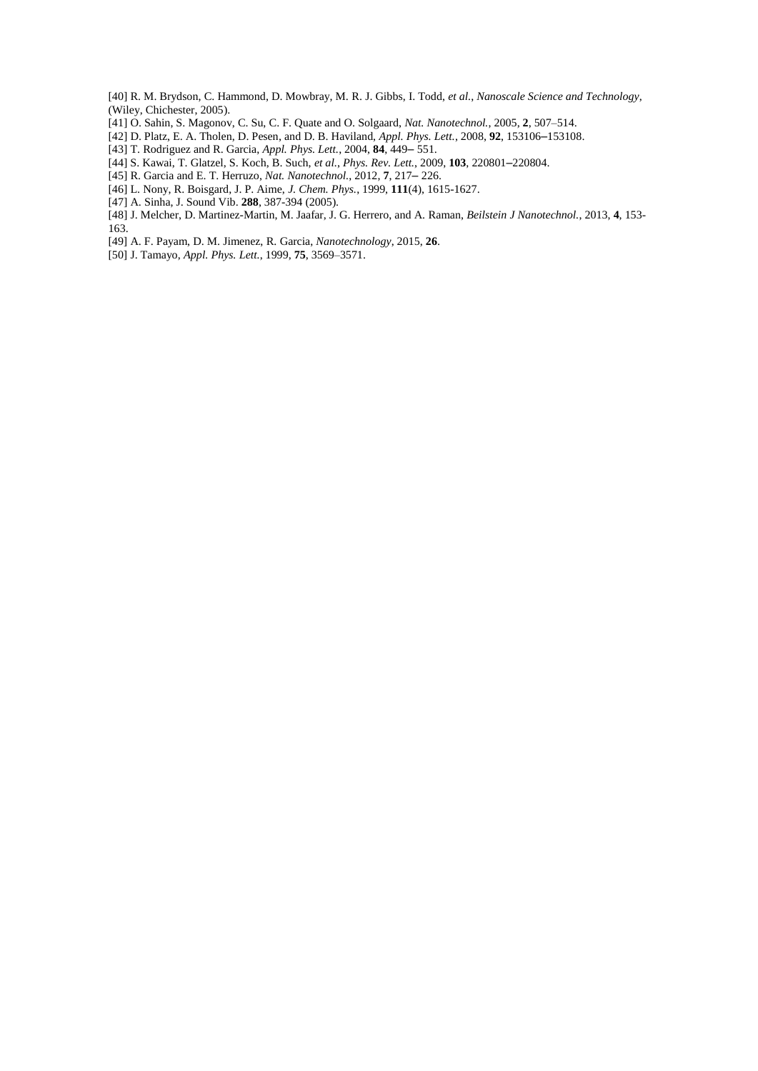[40] R. M. Brydson, C. Hammond, D. Mowbray, M. R. J. Gibbs, I. Todd, *et al.*, *Nanoscale Science and Technology*, (Wiley, Chichester, 2005).

[41] O. Sahin, S. Magonov, C. Su, C. F. Quate and O. Solgaard, *Nat. Nanotechnol.*, 2005, **2**, 507–514.

[42] D. Platz, E. A. Tholen, D. Pesen, and D. B. Haviland, *Appl. Phys. Lett.*, 2008, **92**, 153106–153108.

[43] T. Rodriguez and R. Garcia, *Appl. Phys. Lett.*, 2004, **84**, 449– 551.

[44] S. Kawai, T. Glatzel, S. Koch, B. Such, *et al.*, *Phys. Rev. Lett.*, 2009, **103**, 220801–220804.

[45] R. Garcia and E. T. Herruzo, *Nat. Nanotechnol.*, 2012, **7**, 217– 226.

[46] L. Nony, R. Boisgard, J. P. Aime, *J. Chem. Phys.*, 1999, **111**(4), 1615-1627.

[47] A. Sinha, J. Sound Vib. **288**, 387-394 (2005).

[48] J. Melcher, D. Martinez-Martin, M. Jaafar, J. G. Herrero, and A. Raman, *Beilstein J Nanotechnol.*, 2013, **4**, 153-163.

[49] A. F. Payam, D. M. Jimenez, R. Garcia, *Nanotechnology*, 2015, **26**.

[50] J. Tamayo, *Appl. Phys. Lett.*, 1999, **75**, 3569–3571.